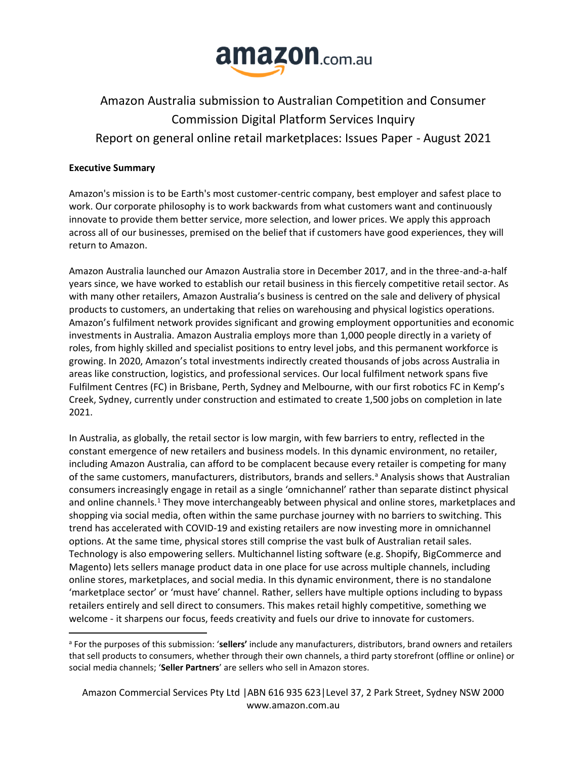amazon.com.au

# Amazon Australia submission to Australian Competition and Consumer Commission Digital Platform Services Inquiry
# Report on general online retail marketplaces: Issues Paper - August 2021

**Executive Summary**

Amazon's mission is to be Earth's most customer-centric company, best employer and safest place to work. Our corporate philosophy is to work backwards from what customers want and continuously innovate to provide them better service, more selection, and lower prices. We apply this approach across all of our businesses, premised on the belief that if customers have good experiences, they will return to Amazon.

Amazon Australia launched our Amazon Australia store in December 2017, and in the three-and-a-half years since, we have worked to establish our retail business in this fiercely competitive retail sector. As with many other retailers, Amazon Australia's business is centred on the sale and delivery of physical products to customers, an undertaking that relies on warehousing and physical logistics operations. Amazon's fulfilment network provides significant and growing employment opportunities and economic investments in Australia. Amazon Australia employs more than 1,000 people directly in a variety of roles, from highly skilled and specialist positions to entry level jobs, and this permanent workforce is growing. In 2020, Amazon's total investments indirectly created thousands of jobs across Australia in areas like construction, logistics, and professional services. Our local fulfilment network spans five Fulfilment Centres (FC) in Brisbane, Perth, Sydney and Melbourne, with our first robotics FC in Kemp's Creek, Sydney, currently under construction and estimated to create 1,500 jobs on completion in late 2021.

In Australia, as globally, the retail sector is low margin, with few barriers to entry, reflected in the constant emergence of new retailers and business models. In this dynamic environment, no retailer, including Amazon Australia, can afford to be complacent because every retailer is competing for many of the same customers, manufacturers, distributors, brands and sellers.[a] Analysis shows that Australian consumers increasingly engage in retail as a single 'omnichannel' rather than separate distinct physical and online channels.[1] They move interchangeably between physical and online stores, marketplaces and shopping via social media, often within the same purchase journey with no barriers to switching. This trend has accelerated with COVID-19 and existing retailers are now investing more in omnichannel options. At the same time, physical stores still comprise the vast bulk of Australian retail sales. Technology is also empowering sellers. Multichannel listing software (e.g. Shopify, BigCommerce and Magento) lets sellers manage product data in one place for use across multiple channels, including online stores, marketplaces, and social media. In this dynamic environment, there is no standalone 'marketplace sector' or 'must have' channel. Rather, sellers have multiple options including to bypass retailers entirely and sell direct to consumers. This makes retail highly competitive, something we welcome - it sharpens our focus, feeds creativity and fuels our drive to innovate for customers.

---

[a] For the purposes of this submission: '**sellers**' include any manufacturers, distributors, brand owners and retailers that sell products to consumers, whether through their own channels, a third party storefront (offline or online) or social media channels; '**Seller Partners**' are sellers who sell in Amazon stores.

Amazon Commercial Services Pty Ltd |ABN 616 935 623|Level 37, 2 Park Street, Sydney NSW 2000
www.amazon.com.au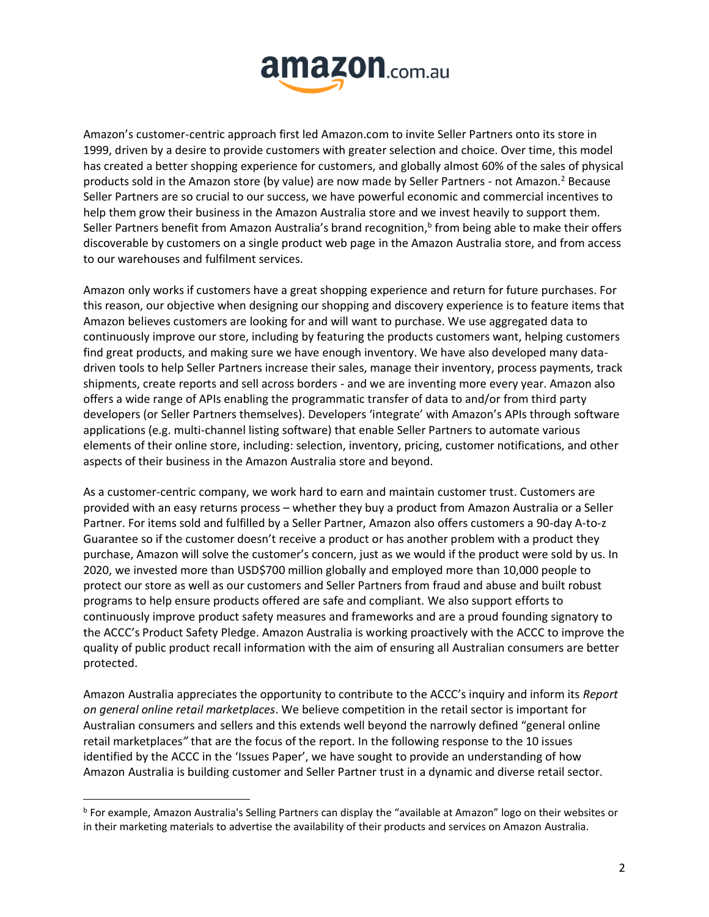Amazon's customer-centric approach first led Amazon.com to invite Seller Partners onto its store in 1999, driven by a desire to provide customers with greater selection and choice. Over time, this model has created a better shopping experience for customers, and globally almost 60% of the sales of physical products sold in the Amazon store (by value) are now made by Seller Partners - not Amazon.[2] Because Seller Partners are so crucial to our success, we have powerful economic and commercial incentives to help them grow their business in the Amazon Australia store and we invest heavily to support them. Seller Partners benefit from Amazon Australia's brand recognition,[b] from being able to make their offers discoverable by customers on a single product web page in the Amazon Australia store, and from access to our warehouses and fulfilment services.

Amazon only works if customers have a great shopping experience and return for future purchases. For this reason, our objective when designing our shopping and discovery experience is to feature items that Amazon believes customers are looking for and will want to purchase. We use aggregated data to continuously improve our store, including by featuring the products customers want, helping customers find great products, and making sure we have enough inventory. We have also developed many data-driven tools to help Seller Partners increase their sales, manage their inventory, process payments, track shipments, create reports and sell across borders - and we are inventing more every year. Amazon also offers a wide range of APIs enabling the programmatic transfer of data to and/or from third party developers (or Seller Partners themselves). Developers 'integrate' with Amazon's APIs through software applications (e.g. multi-channel listing software) that enable Seller Partners to automate various elements of their online store, including: selection, inventory, pricing, customer notifications, and other aspects of their business in the Amazon Australia store and beyond.

As a customer-centric company, we work hard to earn and maintain customer trust. Customers are provided with an easy returns process – whether they buy a product from Amazon Australia or a Seller Partner. For items sold and fulfilled by a Seller Partner, Amazon also offers customers a 90-day A-to-z Guarantee so if the customer doesn't receive a product or has another problem with a product they purchase, Amazon will solve the customer's concern, just as we would if the product were sold by us. In 2020, we invested more than USD$700 million globally and employed more than 10,000 people to protect our store as well as our customers and Seller Partners from fraud and abuse and built robust programs to help ensure products offered are safe and compliant. We also support efforts to continuously improve product safety measures and frameworks and are a proud founding signatory to the ACCC's Product Safety Pledge. Amazon Australia is working proactively with the ACCC to improve the quality of public product recall information with the aim of ensuring all Australian consumers are better protected.

Amazon Australia appreciates the opportunity to contribute to the ACCC's inquiry and inform its *Report on general online retail marketplaces*. We believe competition in the retail sector is important for Australian consumers and sellers and this extends well beyond the narrowly defined "general online retail marketplaces" that are the focus of the report. In the following response to the 10 issues identified by the ACCC in the 'Issues Paper', we have sought to provide an understanding of how Amazon Australia is building customer and Seller Partner trust in a dynamic and diverse retail sector.

---

[b] For example, Amazon Australia's Selling Partners can display the "available at Amazon" logo on their websites or in their marketing materials to advertise the availability of their products and services on Amazon Australia.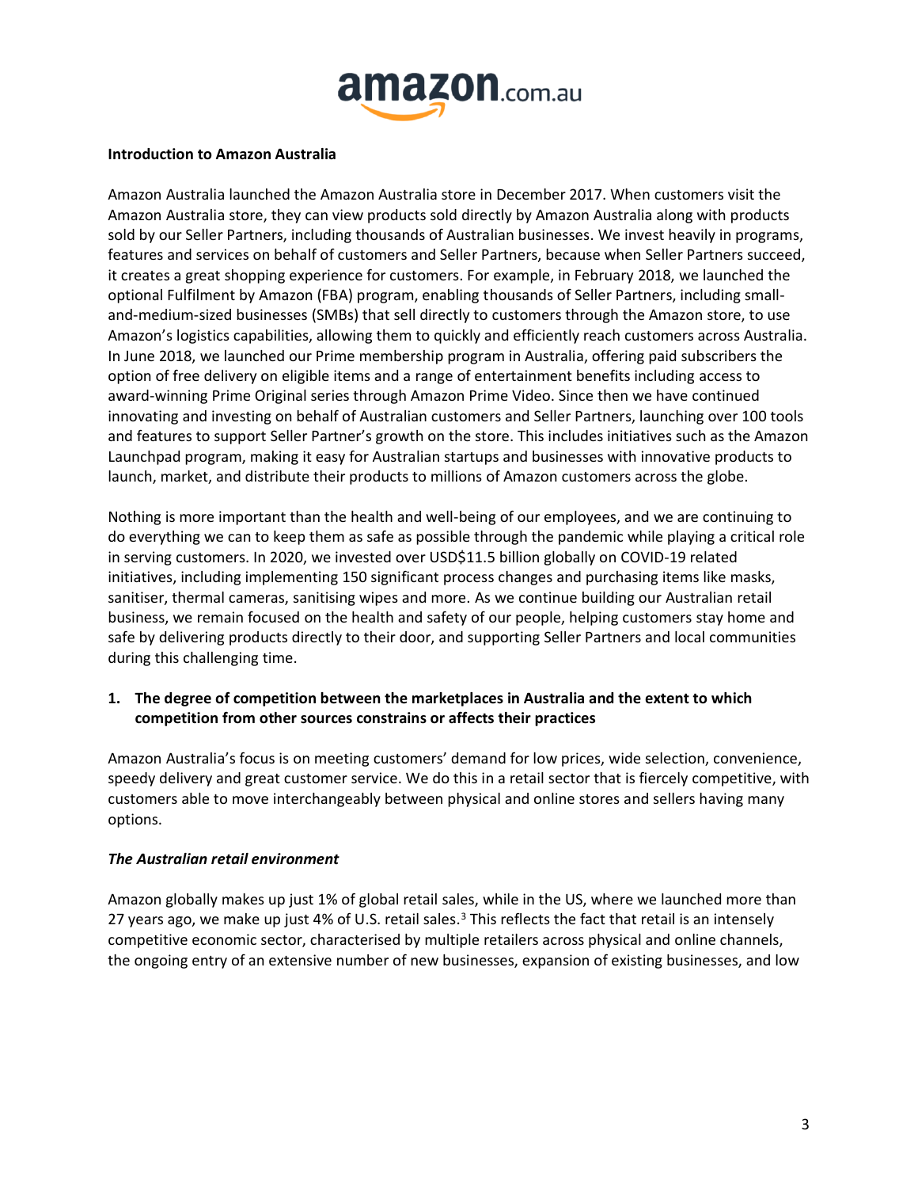**Introduction to Amazon Australia**

Amazon Australia launched the Amazon Australia store in December 2017. When customers visit the Amazon Australia store, they can view products sold directly by Amazon Australia along with products sold by our Seller Partners, including thousands of Australian businesses. We invest heavily in programs, features and services on behalf of customers and Seller Partners, because when Seller Partners succeed, it creates a great shopping experience for customers. For example, in February 2018, we launched the optional Fulfilment by Amazon (FBA) program, enabling thousands of Seller Partners, including small-and-medium-sized businesses (SMBs) that sell directly to customers through the Amazon store, to use Amazon's logistics capabilities, allowing them to quickly and efficiently reach customers across Australia. In June 2018, we launched our Prime membership program in Australia, offering paid subscribers the option of free delivery on eligible items and a range of entertainment benefits including access to award-winning Prime Original series through Amazon Prime Video. Since then we have continued innovating and investing on behalf of Australian customers and Seller Partners, launching over 100 tools and features to support Seller Partner's growth on the store. This includes initiatives such as the Amazon Launchpad program, making it easy for Australian startups and businesses with innovative products to launch, market, and distribute their products to millions of Amazon customers across the globe.

Nothing is more important than the health and well-being of our employees, and we are continuing to do everything we can to keep them as safe as possible through the pandemic while playing a critical role in serving customers. In 2020, we invested over USD$11.5 billion globally on COVID-19 related initiatives, including implementing 150 significant process changes and purchasing items like masks, sanitiser, thermal cameras, sanitising wipes and more. As we continue building our Australian retail business, we remain focused on the health and safety of our people, helping customers stay home and safe by delivering products directly to their door, and supporting Seller Partners and local communities during this challenging time.

1. **The degree of competition between the marketplaces in Australia and the extent to which competition from other sources constrains or affects their practices**

Amazon Australia's focus is on meeting customers' demand for low prices, wide selection, convenience, speedy delivery and great customer service. We do this in a retail sector that is fiercely competitive, with customers able to move interchangeably between physical and online stores and sellers having many options.

***The Australian retail environment***

Amazon globally makes up just 1% of global retail sales, while in the US, where we launched more than 27 years ago, we make up just 4% of U.S. retail sales.[3] This reflects the fact that retail is an intensely competitive economic sector, characterised by multiple retailers across physical and online channels, the ongoing entry of an extensive number of new businesses, expansion of existing businesses, and low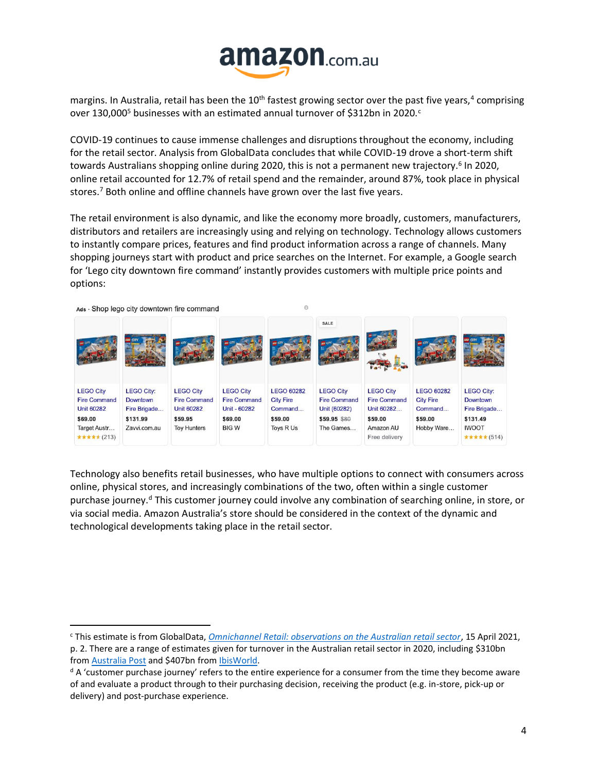margins. In Australia, retail has been the 10th fastest growing sector over the past five years,[4] comprising over 130,000[5] businesses with an estimated annual turnover of $312bn in 2020.[c]

COVID-19 continues to cause immense challenges and disruptions throughout the economy, including for the retail sector. Analysis from GlobalData concludes that while COVID-19 drove a short-term shift towards Australians shopping online during 2020, this is not a permanent new trajectory.[6] In 2020, online retail accounted for 12.7% of retail spend and the remainder, around 87%, took place in physical stores.[7] Both online and offline channels have grown over the last five years.

The retail environment is also dynamic, and like the economy more broadly, customers, manufacturers, distributors and retailers are increasingly using and relying on technology. Technology allows customers to instantly compare prices, features and find product information across a range of channels. Many shopping journeys start with product and price searches on the Internet. For example, a Google search for 'Lego city downtown fire command' instantly provides customers with multiple price points and options:

Ads · Shop lego city downtown fire command

| Product | Price | Seller |
|---|---|---|
| LEGO City Fire Command Unit 60282 | $69.00 | Target Austr… ★★★★★ (213) |
| LEGO City: Downtown Fire Brigade… | $131.99 | Zavvi.com.au |
| LEGO City Fire Command Unit 60282 | $59.95 | Toy Hunters |
| LEGO City Fire Command Unit - 60282 | $69.00 | BIG W |
| LEGO 60282 City Fire Command… | $59.00 | Toys R Us |
| LEGO City Fire Command Unit (60282) (SALE) | $59.95 ~~$80~~ | The Games… |
| LEGO City Fire Command Unit 60282… | $59.00 | Amazon AU, Free delivery |
| LEGO 60282 City Fire Command… | $59.00 | Hobby Ware… |
| LEGO City: Downtown Fire Brigade… | $131.49 | IWOOT ★★★★★ (514) |

Technology also benefits retail businesses, who have multiple options to connect with consumers across online, physical stores, and increasingly combinations of the two, often within a single customer purchase journey.[d] This customer journey could involve any combination of searching online, in store, or via social media. Amazon Australia's store should be considered in the context of the dynamic and technological developments taking place in the retail sector.

---

[c] This estimate is from GlobalData, *Omnichannel Retail: observations on the Australian retail sector*, 15 April 2021, p. 2. There are a range of estimates given for turnover in the Australian retail sector in 2020, including $310bn from Australia Post and $407bn from IbisWorld.

[d] A 'customer purchase journey' refers to the entire experience for a consumer from the time they become aware of and evaluate a product through to their purchasing decision, receiving the product (e.g. in-store, pick-up or delivery) and post-purchase experience.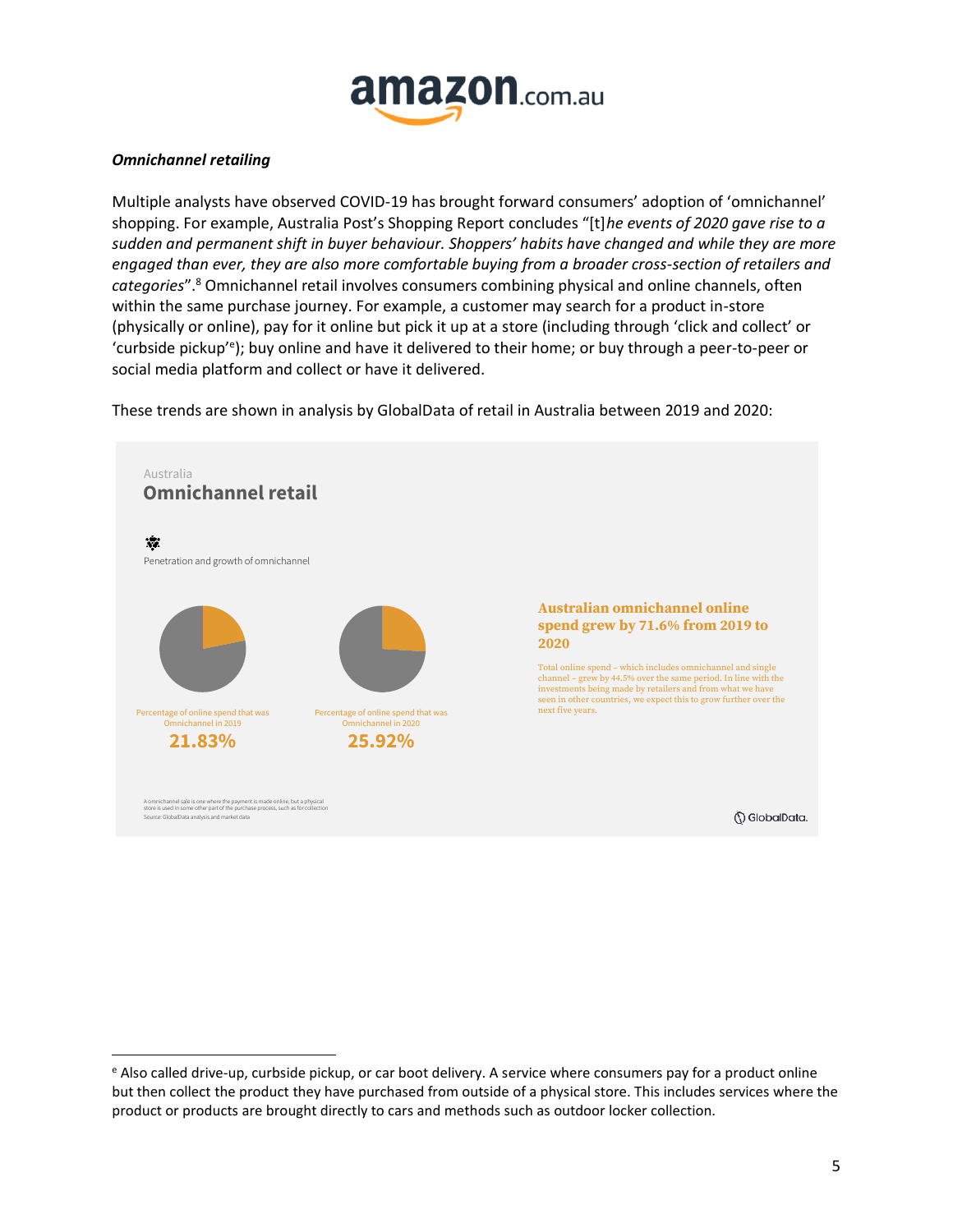***Omnichannel retailing***

Multiple analysts have observed COVID-19 has brought forward consumers' adoption of 'omnichannel' shopping. For example, Australia Post's Shopping Report concludes "[t]*he events of 2020 gave rise to a sudden and permanent shift in buyer behaviour. Shoppers' habits have changed and while they are more engaged than ever, they are also more comfortable buying from a broader cross-section of retailers and categories*".[8] Omnichannel retail involves consumers combining physical and online channels, often within the same purchase journey. For example, a customer may search for a product in-store (physically or online), pay for it online but pick it up at a store (including through 'click and collect' or 'curbside pickup'[e]); buy online and have it delivered to their home; or buy through a peer-to-peer or social media platform and collect or have it delivered.

These trends are shown in analysis by GlobalData of retail in Australia between 2019 and 2020:

Australia

**Omnichannel retail**

Penetration and growth of omnichannel

Percentage of online spend that was Omnichannel in 2019

**21.83%**

Percentage of online spend that was Omnichannel in 2020

**25.92%**

**Australian omnichannel online spend grew by 71.6% from 2019 to 2020**

Total online spend – which includes omnichannel and single channel – grew by 44.5% over the same period. In line with the investments being made by retailers and from what we have seen in other countries, we expect this to grow further over the next five years.

A omnichannel sale is one where the payment is made online, but a physical store is used in some other part of the purchase process, such as for collection

Source: GlobalData analysis and market data

GlobalData.

---

[e] Also called drive-up, curbside pickup, or car boot delivery. A service where consumers pay for a product online but then collect the product they have purchased from outside of a physical store. This includes services where the product or products are brought directly to cars and methods such as outdoor locker collection.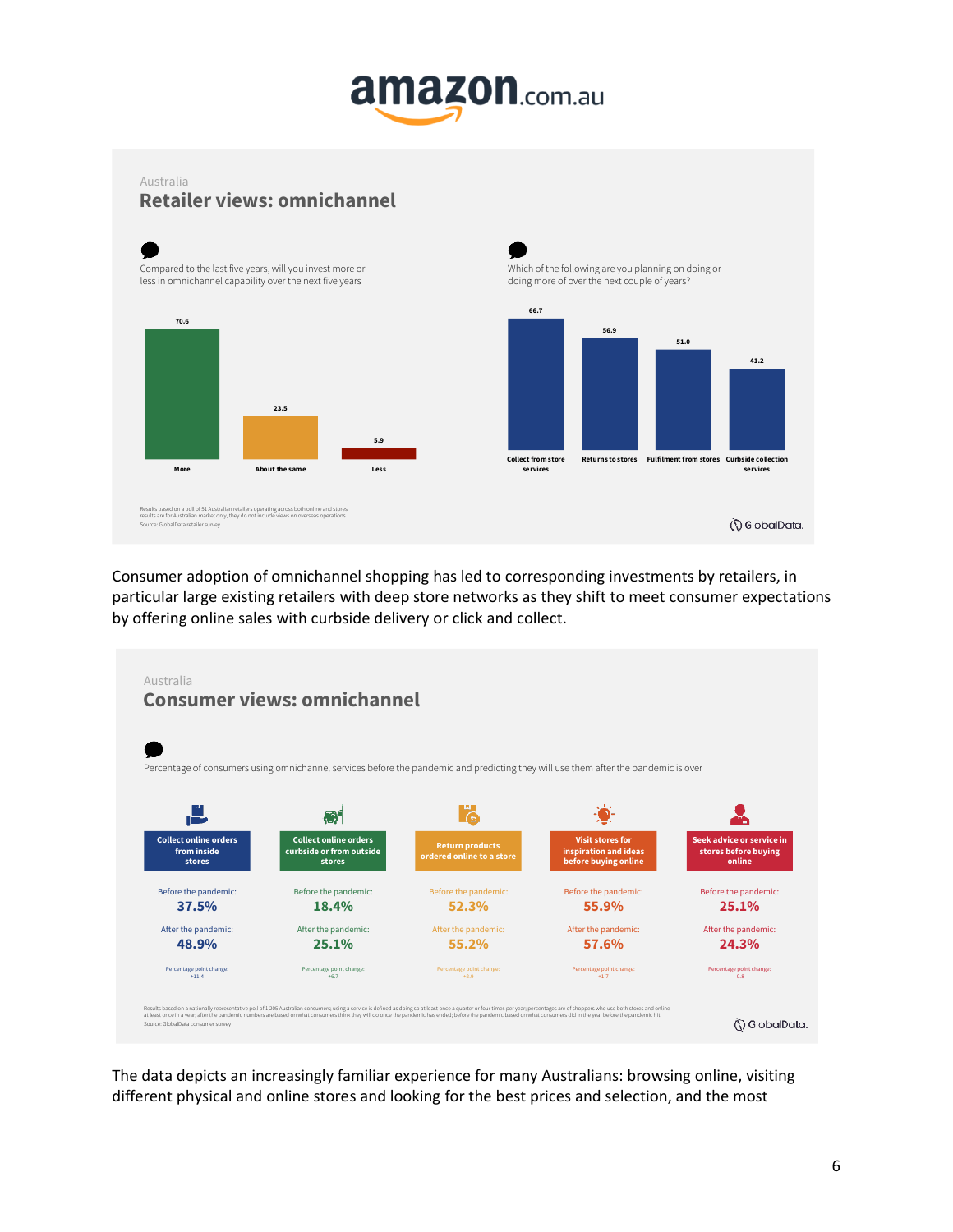## Australia

### Retailer views: omnichannel

Compared to the last five years, will you invest more or less in omnichannel capability over the next five years

| Response | % |
|---|---|
| More | 70.6 |
| About the same | 23.5 |
| Less | 5.9 |

Which of the following are you planning on doing or doing more of over the next couple of years?

| Service | % |
|---|---|
| Collect from store services | 66.7 |
| Returns to stores | 56.9 |
| Fulfilment from stores | 51.0 |
| Curbside collection services | 41.2 |

Results based on a poll of 51 Australian retailers operating across both online and stores; results are for Australian market only, they do not include views on overseas operations
Source: GlobalData retailer survey

Consumer adoption of omnichannel shopping has led to corresponding investments by retailers, in particular large existing retailers with deep store networks as they shift to meet consumer expectations by offering online sales with curbside delivery or click and collect.

## Australia

### Consumer views: omnichannel

Percentage of consumers using omnichannel services before the pandemic and predicting they will use them after the pandemic is over

| | Collect online orders from inside stores | Collect online orders curbside or from outside stores | Return products ordered online to a store | Visit stores for inspiration and ideas before buying online | Seek advice or service in stores before buying online |
|---|---|---|---|---|---|
| Before the pandemic: | 37.5% | 18.4% | 52.3% | 55.9% | 25.1% |
| After the pandemic: | 48.9% | 25.1% | 55.2% | 57.6% | 24.3% |
| Percentage point change: | +11.4 | +6.7 | +2.9 | +1.7 | -0.8 |

Results based on a nationally representative poll of 1,205 Australian consumers; using a service is defined as doing so at least once a quarter or four times per year; percentages are of shoppers who use both stores and online at least once in a year; after the pandemic numbers are based on what consumers think they will do once the pandemic has ended; before the pandemic based on what consumers did in the year before the pandemic hit
Source: GlobalData consumer survey

The data depicts an increasingly familiar experience for many Australians: browsing online, visiting different physical and online stores and looking for the best prices and selection, and the most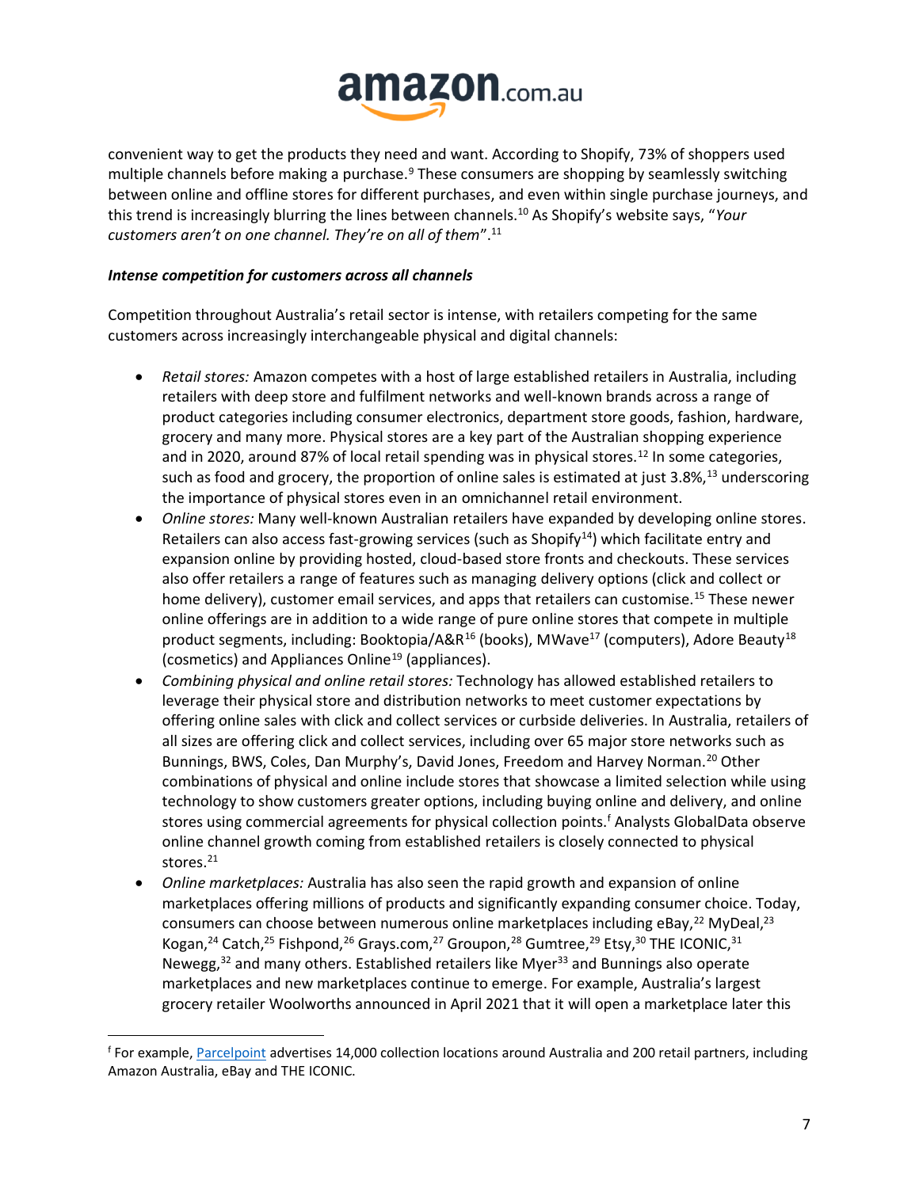convenient way to get the products they need and want. According to Shopify, 73% of shoppers used multiple channels before making a purchase.[9] These consumers are shopping by seamlessly switching between online and offline stores for different purchases, and even within single purchase journeys, and this trend is increasingly blurring the lines between channels.[10] As Shopify's website says, "*Your customers aren't on one channel. They're on all of them*".[11]

***Intense competition for customers across all channels***

Competition throughout Australia's retail sector is intense, with retailers competing for the same customers across increasingly interchangeable physical and digital channels:

- *Retail stores:* Amazon competes with a host of large established retailers in Australia, including retailers with deep store and fulfilment networks and well-known brands across a range of product categories including consumer electronics, department store goods, fashion, hardware, grocery and many more. Physical stores are a key part of the Australian shopping experience and in 2020, around 87% of local retail spending was in physical stores.[12] In some categories, such as food and grocery, the proportion of online sales is estimated at just 3.8%,[13] underscoring the importance of physical stores even in an omnichannel retail environment.
- *Online stores:* Many well-known Australian retailers have expanded by developing online stores. Retailers can also access fast-growing services (such as Shopify[14]) which facilitate entry and expansion online by providing hosted, cloud-based store fronts and checkouts. These services also offer retailers a range of features such as managing delivery options (click and collect or home delivery), customer email services, and apps that retailers can customise.[15] These newer online offerings are in addition to a wide range of pure online stores that compete in multiple product segments, including: Booktopia/A&R[16] (books), MWave[17] (computers), Adore Beauty[18] (cosmetics) and Appliances Online[19] (appliances).
- *Combining physical and online retail stores:* Technology has allowed established retailers to leverage their physical store and distribution networks to meet customer expectations by offering online sales with click and collect services or curbside deliveries. In Australia, retailers of all sizes are offering click and collect services, including over 65 major store networks such as Bunnings, BWS, Coles, Dan Murphy's, David Jones, Freedom and Harvey Norman.[20] Other combinations of physical and online include stores that showcase a limited selection while using technology to show customers greater options, including buying online and delivery, and online stores using commercial agreements for physical collection points.[f] Analysts GlobalData observe online channel growth coming from established retailers is closely connected to physical stores.[21]
- *Online marketplaces:* Australia has also seen the rapid growth and expansion of online marketplaces offering millions of products and significantly expanding consumer choice. Today, consumers can choose between numerous online marketplaces including eBay,[22] MyDeal,[23] Kogan,[24] Catch,[25] Fishpond,[26] Grays.com,[27] Groupon,[28] Gumtree,[29] Etsy,[30] THE ICONIC,[31] Newegg,[32] and many others. Established retailers like Myer[33] and Bunnings also operate marketplaces and new marketplaces continue to emerge. For example, Australia's largest grocery retailer Woolworths announced in April 2021 that it will open a marketplace later this

[f] For example, Parcelpoint advertises 14,000 collection locations around Australia and 200 retail partners, including Amazon Australia, eBay and THE ICONIC.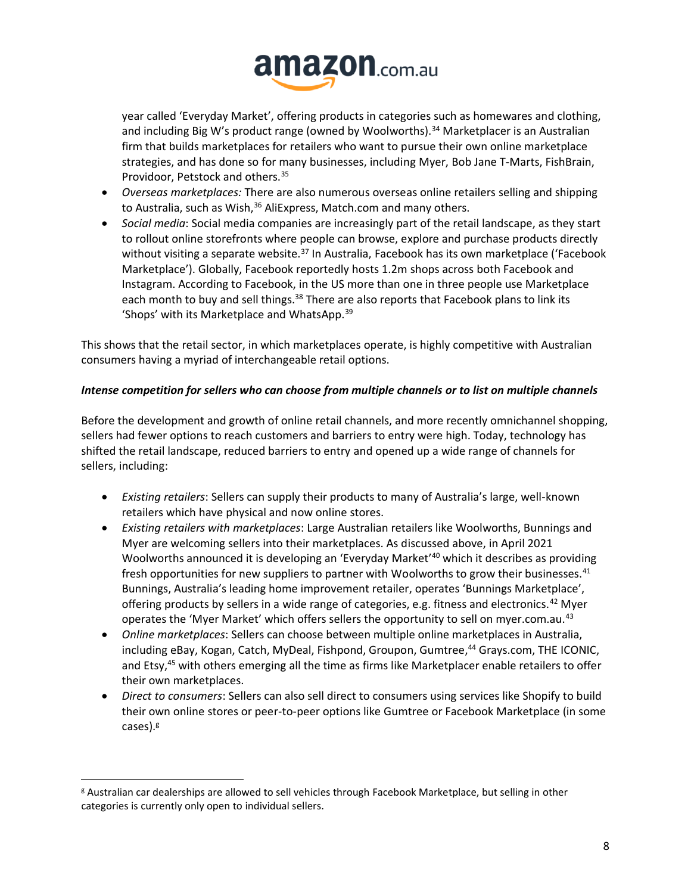year called 'Everyday Market', offering products in categories such as homewares and clothing, and including Big W's product range (owned by Woolworths).[34] Marketplacer is an Australian firm that builds marketplaces for retailers who want to pursue their own online marketplace strategies, and has done so for many businesses, including Myer, Bob Jane T-Marts, FishBrain, Providoor, Petstock and others.[35]

- *Overseas marketplaces:* There are also numerous overseas online retailers selling and shipping to Australia, such as Wish,[36] AliExpress, Match.com and many others.
- *Social media*: Social media companies are increasingly part of the retail landscape, as they start to rollout online storefronts where people can browse, explore and purchase products directly without visiting a separate website.[37] In Australia, Facebook has its own marketplace ('Facebook Marketplace'). Globally, Facebook reportedly hosts 1.2m shops across both Facebook and Instagram. According to Facebook, in the US more than one in three people use Marketplace each month to buy and sell things.[38] There are also reports that Facebook plans to link its 'Shops' with its Marketplace and WhatsApp.[39]

This shows that the retail sector, in which marketplaces operate, is highly competitive with Australian consumers having a myriad of interchangeable retail options.

***Intense competition for sellers who can choose from multiple channels or to list on multiple channels***

Before the development and growth of online retail channels, and more recently omnichannel shopping, sellers had fewer options to reach customers and barriers to entry were high. Today, technology has shifted the retail landscape, reduced barriers to entry and opened up a wide range of channels for sellers, including:

- *Existing retailers*: Sellers can supply their products to many of Australia's large, well-known retailers which have physical and now online stores.
- *Existing retailers with marketplaces*: Large Australian retailers like Woolworths, Bunnings and Myer are welcoming sellers into their marketplaces. As discussed above, in April 2021 Woolworths announced it is developing an 'Everyday Market'[40] which it describes as providing fresh opportunities for new suppliers to partner with Woolworths to grow their businesses.[41] Bunnings, Australia's leading home improvement retailer, operates 'Bunnings Marketplace', offering products by sellers in a wide range of categories, e.g. fitness and electronics.[42] Myer operates the 'Myer Market' which offers sellers the opportunity to sell on myer.com.au.[43]
- *Online marketplaces*: Sellers can choose between multiple online marketplaces in Australia, including eBay, Kogan, Catch, MyDeal, Fishpond, Groupon, Gumtree,[44] Grays.com, THE ICONIC, and Etsy,[45] with others emerging all the time as firms like Marketplacer enable retailers to offer their own marketplaces.
- *Direct to consumers*: Sellers can also sell direct to consumers using services like Shopify to build their own online stores or peer-to-peer options like Gumtree or Facebook Marketplace (in some cases).[g]

---

[g] Australian car dealerships are allowed to sell vehicles through Facebook Marketplace, but selling in other categories is currently only open to individual sellers.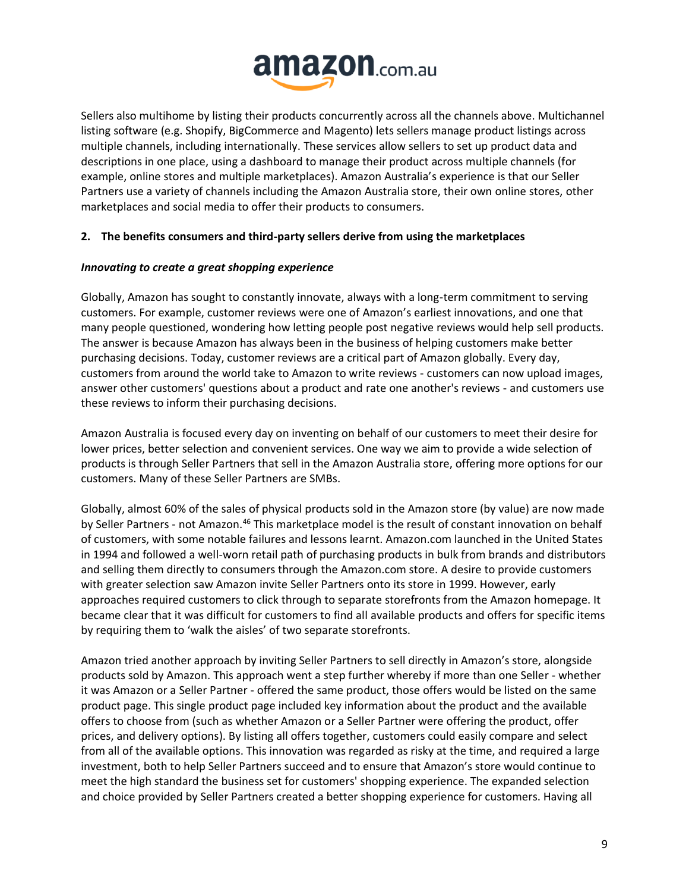Sellers also multihome by listing their products concurrently across all the channels above. Multichannel listing software (e.g. Shopify, BigCommerce and Magento) lets sellers manage product listings across multiple channels, including internationally. These services allow sellers to set up product data and descriptions in one place, using a dashboard to manage their product across multiple channels (for example, online stores and multiple marketplaces). Amazon Australia's experience is that our Seller Partners use a variety of channels including the Amazon Australia store, their own online stores, other marketplaces and social media to offer their products to consumers.

## 2. The benefits consumers and third-party sellers derive from using the marketplaces

### *Innovating to create a great shopping experience*

Globally, Amazon has sought to constantly innovate, always with a long-term commitment to serving customers. For example, customer reviews were one of Amazon's earliest innovations, and one that many people questioned, wondering how letting people post negative reviews would help sell products. The answer is because Amazon has always been in the business of helping customers make better purchasing decisions. Today, customer reviews are a critical part of Amazon globally. Every day, customers from around the world take to Amazon to write reviews - customers can now upload images, answer other customers' questions about a product and rate one another's reviews - and customers use these reviews to inform their purchasing decisions.

Amazon Australia is focused every day on inventing on behalf of our customers to meet their desire for lower prices, better selection and convenient services. One way we aim to provide a wide selection of products is through Seller Partners that sell in the Amazon Australia store, offering more options for our customers. Many of these Seller Partners are SMBs.

Globally, almost 60% of the sales of physical products sold in the Amazon store (by value) are now made by Seller Partners - not Amazon.[46] This marketplace model is the result of constant innovation on behalf of customers, with some notable failures and lessons learnt. Amazon.com launched in the United States in 1994 and followed a well-worn retail path of purchasing products in bulk from brands and distributors and selling them directly to consumers through the Amazon.com store. A desire to provide customers with greater selection saw Amazon invite Seller Partners onto its store in 1999. However, early approaches required customers to click through to separate storefronts from the Amazon homepage. It became clear that it was difficult for customers to find all available products and offers for specific items by requiring them to 'walk the aisles' of two separate storefronts.

Amazon tried another approach by inviting Seller Partners to sell directly in Amazon's store, alongside products sold by Amazon. This approach went a step further whereby if more than one Seller - whether it was Amazon or a Seller Partner - offered the same product, those offers would be listed on the same product page. This single product page included key information about the product and the available offers to choose from (such as whether Amazon or a Seller Partner were offering the product, offer prices, and delivery options). By listing all offers together, customers could easily compare and select from all of the available options. This innovation was regarded as risky at the time, and required a large investment, both to help Seller Partners succeed and to ensure that Amazon's store would continue to meet the high standard the business set for customers' shopping experience. The expanded selection and choice provided by Seller Partners created a better shopping experience for customers. Having all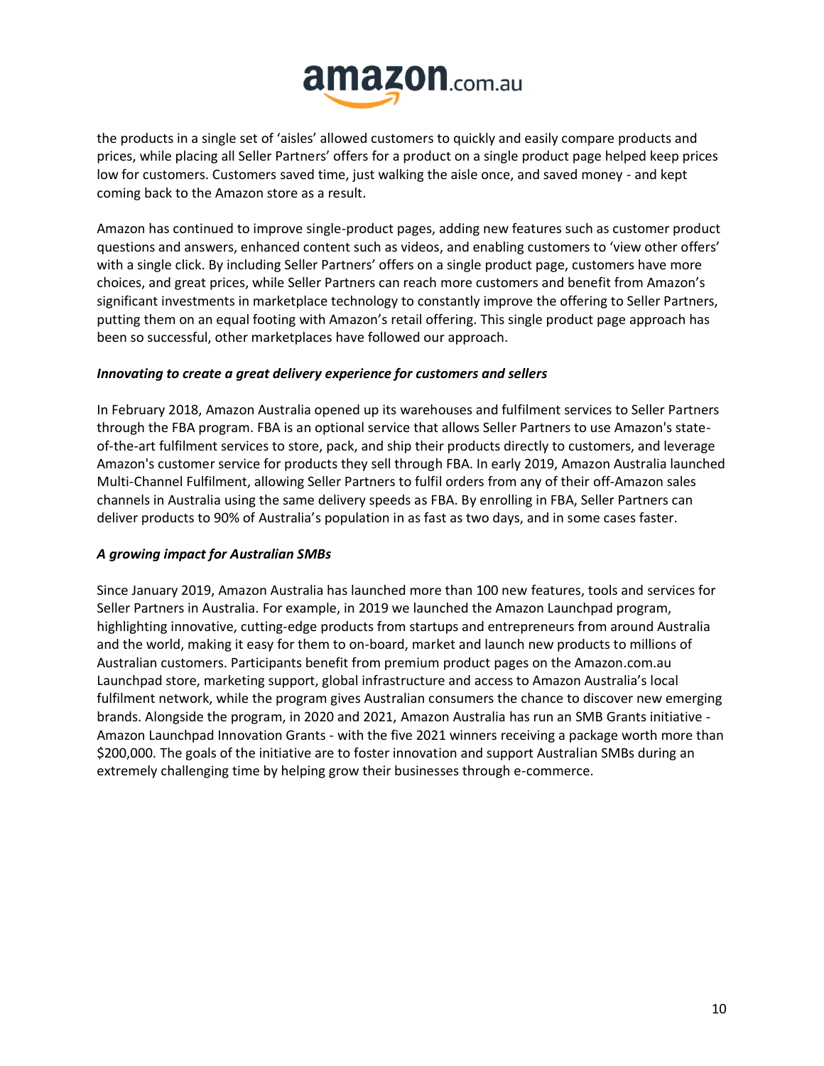the products in a single set of 'aisles' allowed customers to quickly and easily compare products and prices, while placing all Seller Partners' offers for a product on a single product page helped keep prices low for customers. Customers saved time, just walking the aisle once, and saved money - and kept coming back to the Amazon store as a result.

Amazon has continued to improve single-product pages, adding new features such as customer product questions and answers, enhanced content such as videos, and enabling customers to 'view other offers' with a single click. By including Seller Partners' offers on a single product page, customers have more choices, and great prices, while Seller Partners can reach more customers and benefit from Amazon's significant investments in marketplace technology to constantly improve the offering to Seller Partners, putting them on an equal footing with Amazon's retail offering. This single product page approach has been so successful, other marketplaces have followed our approach.

***Innovating to create a great delivery experience for customers and sellers***

In February 2018, Amazon Australia opened up its warehouses and fulfilment services to Seller Partners through the FBA program. FBA is an optional service that allows Seller Partners to use Amazon's state-of-the-art fulfilment services to store, pack, and ship their products directly to customers, and leverage Amazon's customer service for products they sell through FBA. In early 2019, Amazon Australia launched Multi-Channel Fulfilment, allowing Seller Partners to fulfil orders from any of their off-Amazon sales channels in Australia using the same delivery speeds as FBA. By enrolling in FBA, Seller Partners can deliver products to 90% of Australia's population in as fast as two days, and in some cases faster.

***A growing impact for Australian SMBs***

Since January 2019, Amazon Australia has launched more than 100 new features, tools and services for Seller Partners in Australia. For example, in 2019 we launched the Amazon Launchpad program, highlighting innovative, cutting-edge products from startups and entrepreneurs from around Australia and the world, making it easy for them to on-board, market and launch new products to millions of Australian customers. Participants benefit from premium product pages on the Amazon.com.au Launchpad store, marketing support, global infrastructure and access to Amazon Australia's local fulfilment network, while the program gives Australian consumers the chance to discover new emerging brands. Alongside the program, in 2020 and 2021, Amazon Australia has run an SMB Grants initiative - Amazon Launchpad Innovation Grants - with the five 2021 winners receiving a package worth more than $200,000. The goals of the initiative are to foster innovation and support Australian SMBs during an extremely challenging time by helping grow their businesses through e-commerce.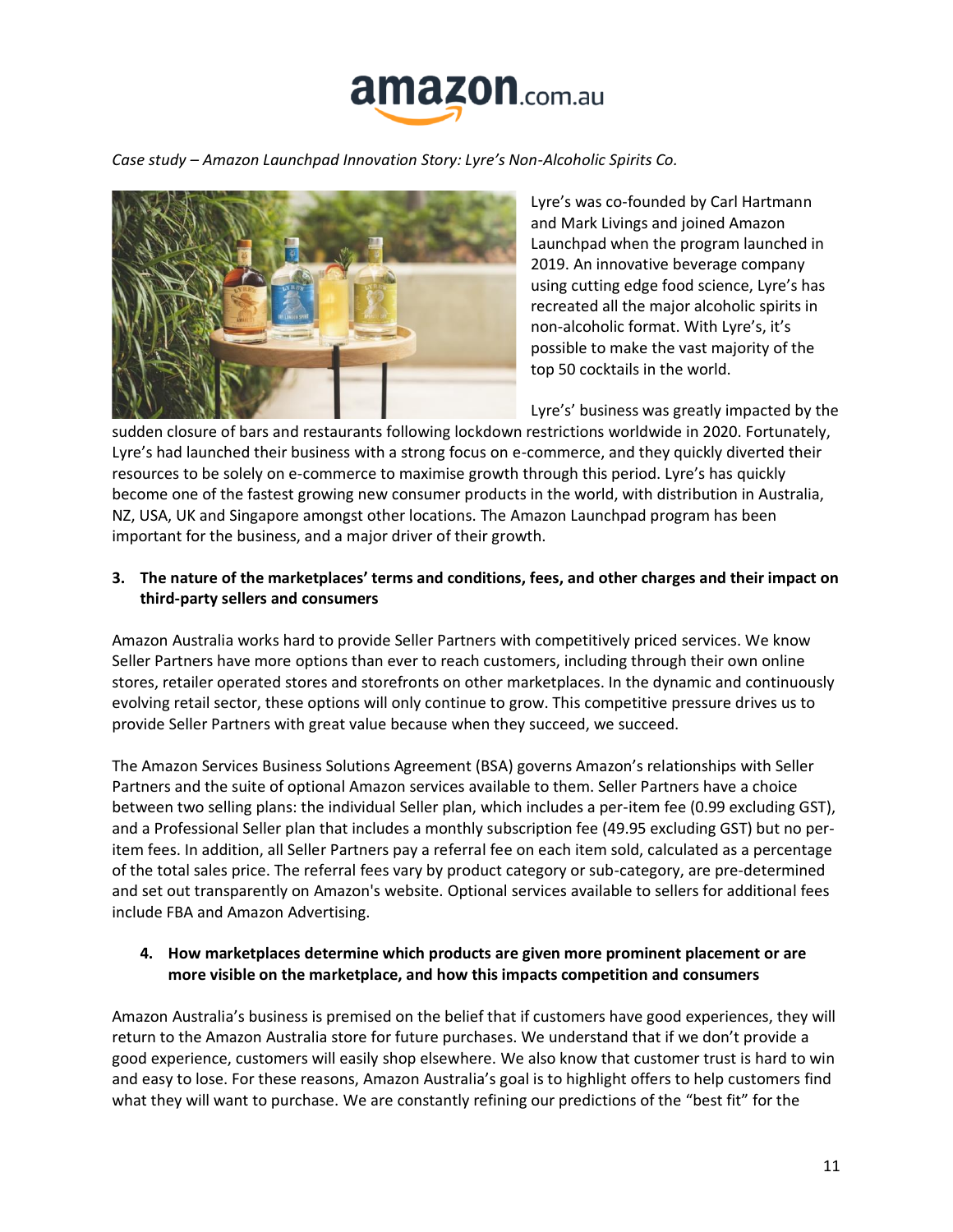*Case study – Amazon Launchpad Innovation Story: Lyre's Non-Alcoholic Spirits Co.*

Lyre's was co-founded by Carl Hartmann and Mark Livings and joined Amazon Launchpad when the program launched in 2019. An innovative beverage company using cutting edge food science, Lyre's has recreated all the major alcoholic spirits in non-alcoholic format. With Lyre's, it's possible to make the vast majority of the top 50 cocktails in the world.

Lyre's' business was greatly impacted by the sudden closure of bars and restaurants following lockdown restrictions worldwide in 2020. Fortunately, Lyre's had launched their business with a strong focus on e-commerce, and they quickly diverted their resources to be solely on e-commerce to maximise growth through this period. Lyre's has quickly become one of the fastest growing new consumer products in the world, with distribution in Australia, NZ, USA, UK and Singapore amongst other locations. The Amazon Launchpad program has been important for the business, and a major driver of their growth.

**3. The nature of the marketplaces' terms and conditions, fees, and other charges and their impact on third-party sellers and consumers**

Amazon Australia works hard to provide Seller Partners with competitively priced services. We know Seller Partners have more options than ever to reach customers, including through their own online stores, retailer operated stores and storefronts on other marketplaces. In the dynamic and continuously evolving retail sector, these options will only continue to grow. This competitive pressure drives us to provide Seller Partners with great value because when they succeed, we succeed.

The Amazon Services Business Solutions Agreement (BSA) governs Amazon's relationships with Seller Partners and the suite of optional Amazon services available to them. Seller Partners have a choice between two selling plans: the individual Seller plan, which includes a per-item fee (0.99 excluding GST), and a Professional Seller plan that includes a monthly subscription fee (49.95 excluding GST) but no per-item fees. In addition, all Seller Partners pay a referral fee on each item sold, calculated as a percentage of the total sales price. The referral fees vary by product category or sub-category, are pre-determined and set out transparently on Amazon's website. Optional services available to sellers for additional fees include FBA and Amazon Advertising.

**4. How marketplaces determine which products are given more prominent placement or are more visible on the marketplace, and how this impacts competition and consumers**

Amazon Australia's business is premised on the belief that if customers have good experiences, they will return to the Amazon Australia store for future purchases. We understand that if we don't provide a good experience, customers will easily shop elsewhere. We also know that customer trust is hard to win and easy to lose. For these reasons, Amazon Australia's goal is to highlight offers to help customers find what they will want to purchase. We are constantly refining our predictions of the "best fit" for the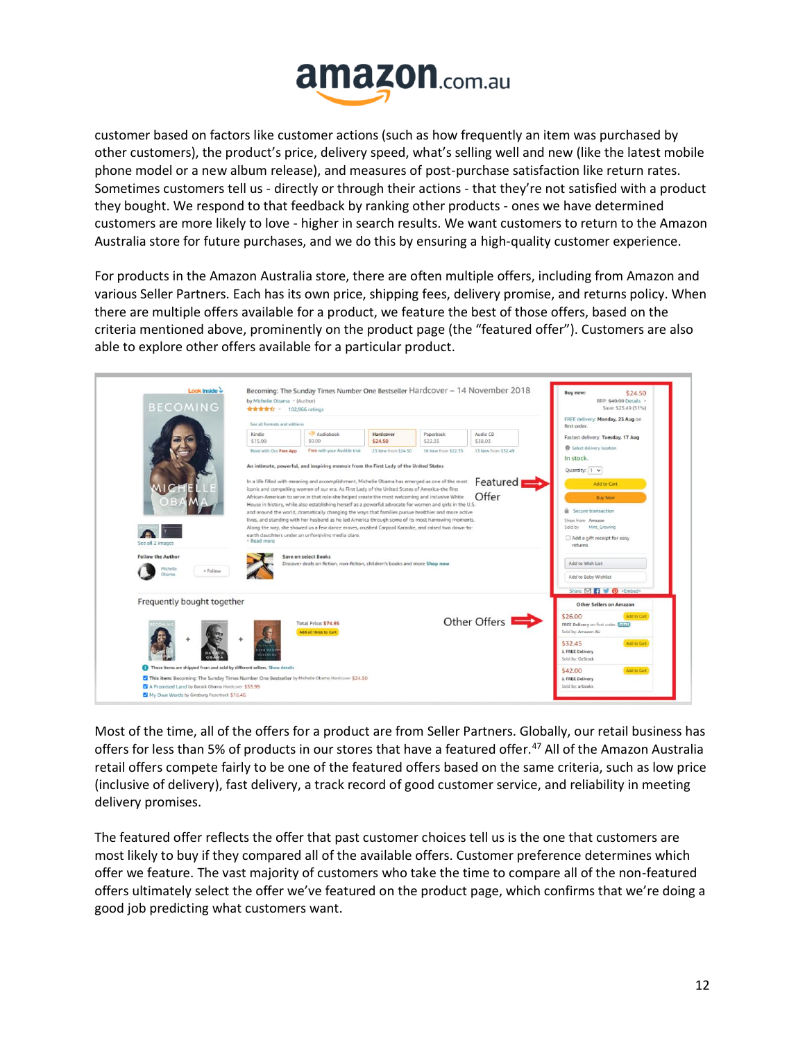customer based on factors like customer actions (such as how frequently an item was purchased by other customers), the product's price, delivery speed, what's selling well and new (like the latest mobile phone model or a new album release), and measures of post-purchase satisfaction like return rates. Sometimes customers tell us - directly or through their actions - that they're not satisfied with a product they bought. We respond to that feedback by ranking other products - ones we have determined customers are more likely to love - higher in search results. We want customers to return to the Amazon Australia store for future purchases, and we do this by ensuring a high-quality customer experience.

For products in the Amazon Australia store, there are often multiple offers, including from Amazon and various Seller Partners. Each has its own price, shipping fees, delivery promise, and returns policy. When there are multiple offers available for a product, we feature the best of those offers, based on the criteria mentioned above, prominently on the product page (the "featured offer"). Customers are also able to explore other offers available for a particular product.

Most of the time, all of the offers for a product are from Seller Partners. Globally, our retail business has offers for less than 5% of products in our stores that have a featured offer.[47] All of the Amazon Australia retail offers compete fairly to be one of the featured offers based on the same criteria, such as low price (inclusive of delivery), fast delivery, a track record of good customer service, and reliability in meeting delivery promises.

The featured offer reflects the offer that past customer choices tell us is the one that customers are most likely to buy if they compared all of the available offers. Customer preference determines which offer we feature. The vast majority of customers who take the time to compare all of the non-featured offers ultimately select the offer we've featured on the product page, which confirms that we're doing a good job predicting what customers want.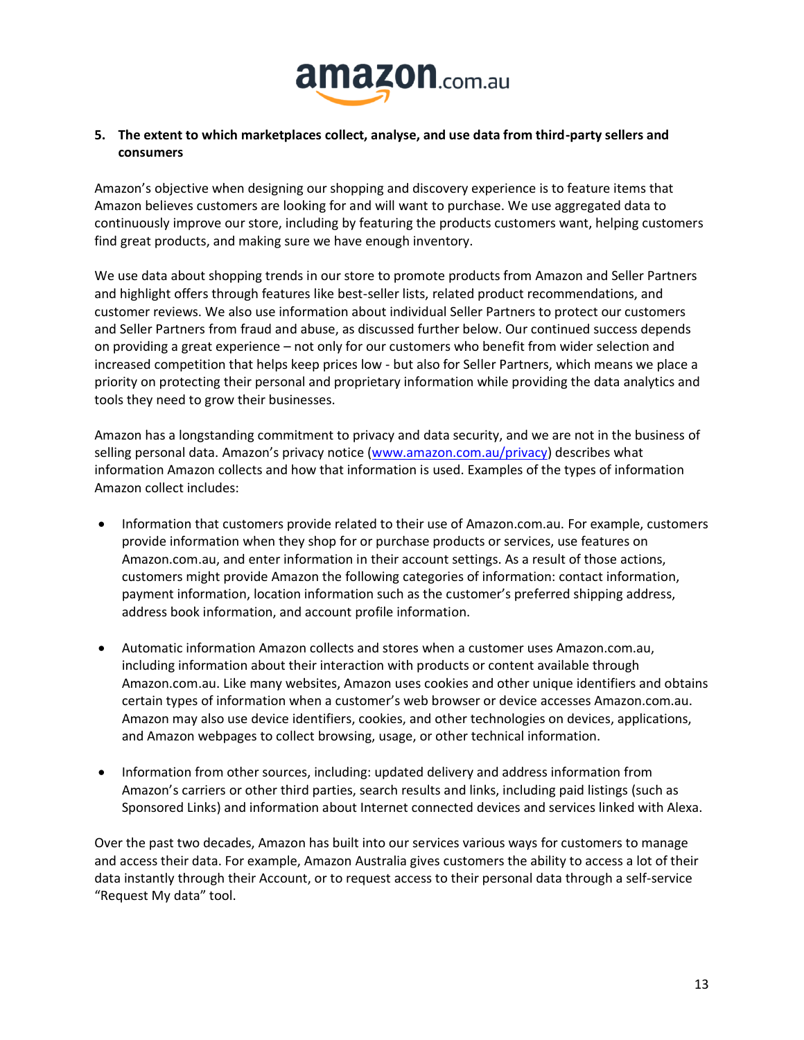**5. The extent to which marketplaces collect, analyse, and use data from third-party sellers and consumers**

Amazon's objective when designing our shopping and discovery experience is to feature items that Amazon believes customers are looking for and will want to purchase. We use aggregated data to continuously improve our store, including by featuring the products customers want, helping customers find great products, and making sure we have enough inventory.

We use data about shopping trends in our store to promote products from Amazon and Seller Partners and highlight offers through features like best-seller lists, related product recommendations, and customer reviews. We also use information about individual Seller Partners to protect our customers and Seller Partners from fraud and abuse, as discussed further below. Our continued success depends on providing a great experience – not only for our customers who benefit from wider selection and increased competition that helps keep prices low - but also for Seller Partners, which means we place a priority on protecting their personal and proprietary information while providing the data analytics and tools they need to grow their businesses.

Amazon has a longstanding commitment to privacy and data security, and we are not in the business of selling personal data. Amazon's privacy notice (www.amazon.com.au/privacy) describes what information Amazon collects and how that information is used. Examples of the types of information Amazon collect includes:

- Information that customers provide related to their use of Amazon.com.au. For example, customers provide information when they shop for or purchase products or services, use features on Amazon.com.au, and enter information in their account settings. As a result of those actions, customers might provide Amazon the following categories of information: contact information, payment information, location information such as the customer's preferred shipping address, address book information, and account profile information.

- Automatic information Amazon collects and stores when a customer uses Amazon.com.au, including information about their interaction with products or content available through Amazon.com.au. Like many websites, Amazon uses cookies and other unique identifiers and obtains certain types of information when a customer's web browser or device accesses Amazon.com.au. Amazon may also use device identifiers, cookies, and other technologies on devices, applications, and Amazon webpages to collect browsing, usage, or other technical information.

- Information from other sources, including: updated delivery and address information from Amazon's carriers or other third parties, search results and links, including paid listings (such as Sponsored Links) and information about Internet connected devices and services linked with Alexa.

Over the past two decades, Amazon has built into our services various ways for customers to manage and access their data. For example, Amazon Australia gives customers the ability to access a lot of their data instantly through their Account, or to request access to their personal data through a self-service "Request My data" tool.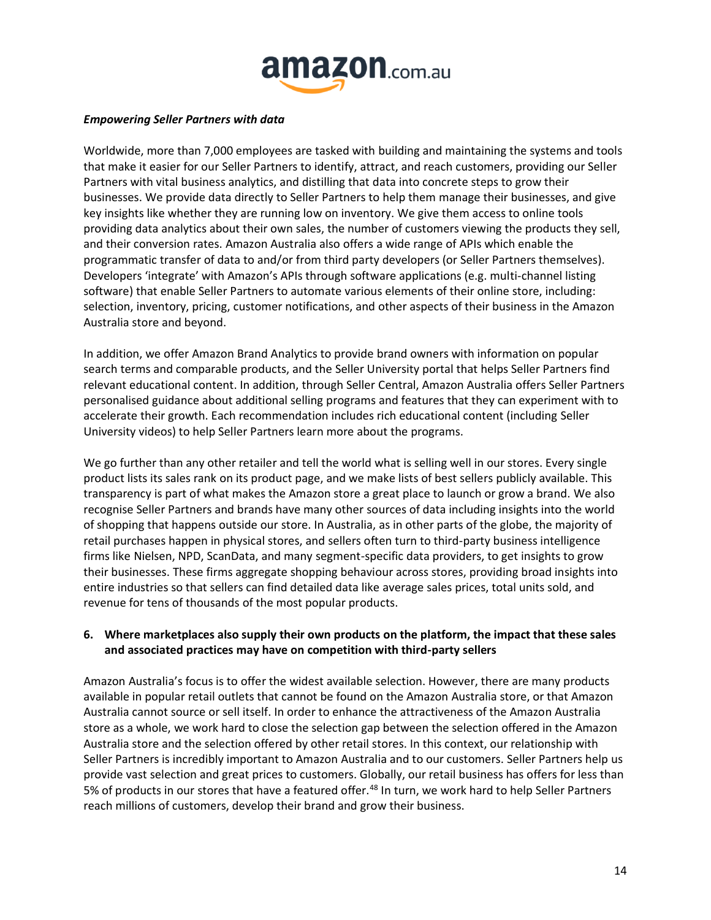***Empowering Seller Partners with data***

Worldwide, more than 7,000 employees are tasked with building and maintaining the systems and tools that make it easier for our Seller Partners to identify, attract, and reach customers, providing our Seller Partners with vital business analytics, and distilling that data into concrete steps to grow their businesses. We provide data directly to Seller Partners to help them manage their businesses, and give key insights like whether they are running low on inventory. We give them access to online tools providing data analytics about their own sales, the number of customers viewing the products they sell, and their conversion rates. Amazon Australia also offers a wide range of APIs which enable the programmatic transfer of data to and/or from third party developers (or Seller Partners themselves). Developers 'integrate' with Amazon's APIs through software applications (e.g. multi-channel listing software) that enable Seller Partners to automate various elements of their online store, including: selection, inventory, pricing, customer notifications, and other aspects of their business in the Amazon Australia store and beyond.

In addition, we offer Amazon Brand Analytics to provide brand owners with information on popular search terms and comparable products, and the Seller University portal that helps Seller Partners find relevant educational content. In addition, through Seller Central, Amazon Australia offers Seller Partners personalised guidance about additional selling programs and features that they can experiment with to accelerate their growth. Each recommendation includes rich educational content (including Seller University videos) to help Seller Partners learn more about the programs.

We go further than any other retailer and tell the world what is selling well in our stores. Every single product lists its sales rank on its product page, and we make lists of best sellers publicly available. This transparency is part of what makes the Amazon store a great place to launch or grow a brand. We also recognise Seller Partners and brands have many other sources of data including insights into the world of shopping that happens outside our store. In Australia, as in other parts of the globe, the majority of retail purchases happen in physical stores, and sellers often turn to third-party business intelligence firms like Nielsen, NPD, ScanData, and many segment-specific data providers, to get insights to grow their businesses. These firms aggregate shopping behaviour across stores, providing broad insights into entire industries so that sellers can find detailed data like average sales prices, total units sold, and revenue for tens of thousands of the most popular products.

**6. Where marketplaces also supply their own products on the platform, the impact that these sales and associated practices may have on competition with third-party sellers**

Amazon Australia's focus is to offer the widest available selection. However, there are many products available in popular retail outlets that cannot be found on the Amazon Australia store, or that Amazon Australia cannot source or sell itself. In order to enhance the attractiveness of the Amazon Australia store as a whole, we work hard to close the selection gap between the selection offered in the Amazon Australia store and the selection offered by other retail stores. In this context, our relationship with Seller Partners is incredibly important to Amazon Australia and to our customers. Seller Partners help us provide vast selection and great prices to customers. Globally, our retail business has offers for less than 5% of products in our stores that have a featured offer.[48] In turn, we work hard to help Seller Partners reach millions of customers, develop their brand and grow their business.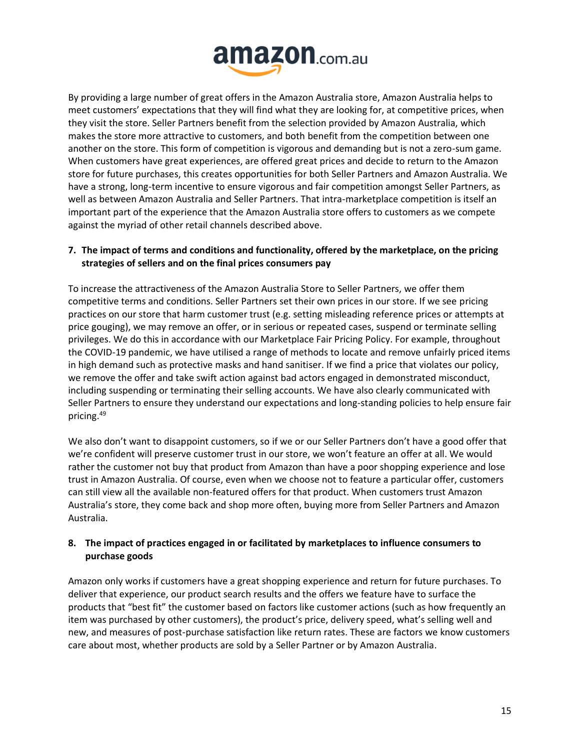By providing a large number of great offers in the Amazon Australia store, Amazon Australia helps to meet customers' expectations that they will find what they are looking for, at competitive prices, when they visit the store. Seller Partners benefit from the selection provided by Amazon Australia, which makes the store more attractive to customers, and both benefit from the competition between one another on the store. This form of competition is vigorous and demanding but is not a zero-sum game. When customers have great experiences, are offered great prices and decide to return to the Amazon store for future purchases, this creates opportunities for both Seller Partners and Amazon Australia. We have a strong, long-term incentive to ensure vigorous and fair competition amongst Seller Partners, as well as between Amazon Australia and Seller Partners. That intra-marketplace competition is itself an important part of the experience that the Amazon Australia store offers to customers as we compete against the myriad of other retail channels described above.

## 7. The impact of terms and conditions and functionality, offered by the marketplace, on the pricing strategies of sellers and on the final prices consumers pay

To increase the attractiveness of the Amazon Australia Store to Seller Partners, we offer them competitive terms and conditions. Seller Partners set their own prices in our store. If we see pricing practices on our store that harm customer trust (e.g. setting misleading reference prices or attempts at price gouging), we may remove an offer, or in serious or repeated cases, suspend or terminate selling privileges. We do this in accordance with our Marketplace Fair Pricing Policy. For example, throughout the COVID-19 pandemic, we have utilised a range of methods to locate and remove unfairly priced items in high demand such as protective masks and hand sanitiser. If we find a price that violates our policy, we remove the offer and take swift action against bad actors engaged in demonstrated misconduct, including suspending or terminating their selling accounts. We have also clearly communicated with Seller Partners to ensure they understand our expectations and long-standing policies to help ensure fair pricing.[49]

We also don't want to disappoint customers, so if we or our Seller Partners don't have a good offer that we're confident will preserve customer trust in our store, we won't feature an offer at all. We would rather the customer not buy that product from Amazon than have a poor shopping experience and lose trust in Amazon Australia. Of course, even when we choose not to feature a particular offer, customers can still view all the available non-featured offers for that product. When customers trust Amazon Australia's store, they come back and shop more often, buying more from Seller Partners and Amazon Australia.

## 8. The impact of practices engaged in or facilitated by marketplaces to influence consumers to purchase goods

Amazon only works if customers have a great shopping experience and return for future purchases. To deliver that experience, our product search results and the offers we feature have to surface the products that "best fit" the customer based on factors like customer actions (such as how frequently an item was purchased by other customers), the product's price, delivery speed, what's selling well and new, and measures of post-purchase satisfaction like return rates. These are factors we know customers care about most, whether products are sold by a Seller Partner or by Amazon Australia.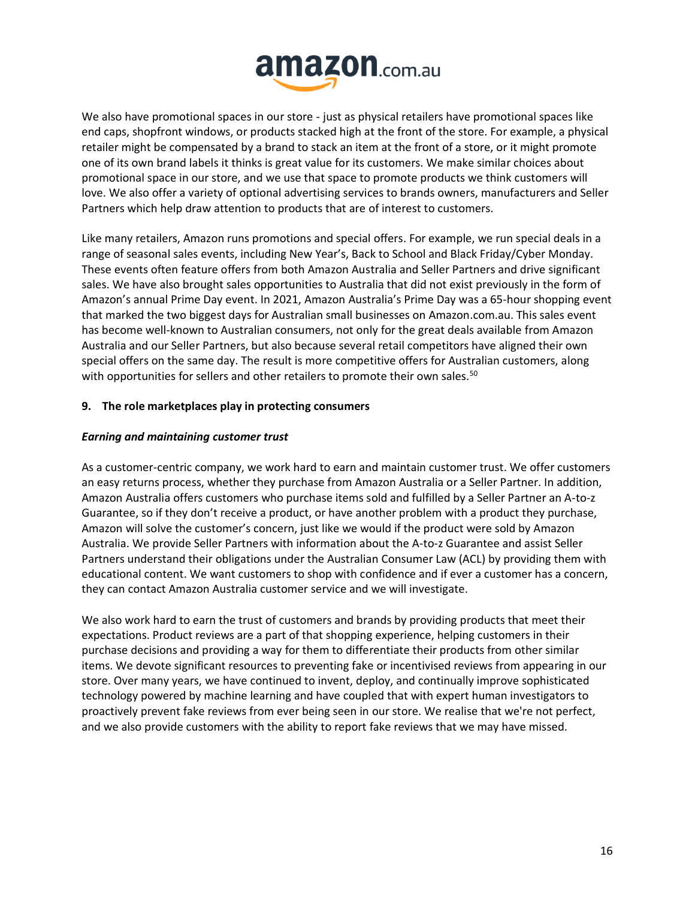We also have promotional spaces in our store - just as physical retailers have promotional spaces like end caps, shopfront windows, or products stacked high at the front of the store. For example, a physical retailer might be compensated by a brand to stack an item at the front of a store, or it might promote one of its own brand labels it thinks is great value for its customers. We make similar choices about promotional space in our store, and we use that space to promote products we think customers will love. We also offer a variety of optional advertising services to brands owners, manufacturers and Seller Partners which help draw attention to products that are of interest to customers.

Like many retailers, Amazon runs promotions and special offers. For example, we run special deals in a range of seasonal sales events, including New Year's, Back to School and Black Friday/Cyber Monday. These events often feature offers from both Amazon Australia and Seller Partners and drive significant sales. We have also brought sales opportunities to Australia that did not exist previously in the form of Amazon's annual Prime Day event. In 2021, Amazon Australia's Prime Day was a 65-hour shopping event that marked the two biggest days for Australian small businesses on Amazon.com.au. This sales event has become well-known to Australian consumers, not only for the great deals available from Amazon Australia and our Seller Partners, but also because several retail competitors have aligned their own special offers on the same day. The result is more competitive offers for Australian customers, along with opportunities for sellers and other retailers to promote their own sales.[50]

## 9. The role marketplaces play in protecting consumers

### *Earning and maintaining customer trust*

As a customer-centric company, we work hard to earn and maintain customer trust. We offer customers an easy returns process, whether they purchase from Amazon Australia or a Seller Partner. In addition, Amazon Australia offers customers who purchase items sold and fulfilled by a Seller Partner an A-to-z Guarantee, so if they don't receive a product, or have another problem with a product they purchase, Amazon will solve the customer's concern, just like we would if the product were sold by Amazon Australia. We provide Seller Partners with information about the A-to-z Guarantee and assist Seller Partners understand their obligations under the Australian Consumer Law (ACL) by providing them with educational content. We want customers to shop with confidence and if ever a customer has a concern, they can contact Amazon Australia customer service and we will investigate.

We also work hard to earn the trust of customers and brands by providing products that meet their expectations. Product reviews are a part of that shopping experience, helping customers in their purchase decisions and providing a way for them to differentiate their products from other similar items. We devote significant resources to preventing fake or incentivised reviews from appearing in our store. Over many years, we have continued to invent, deploy, and continually improve sophisticated technology powered by machine learning and have coupled that with expert human investigators to proactively prevent fake reviews from ever being seen in our store. We realise that we're not perfect, and we also provide customers with the ability to report fake reviews that we may have missed.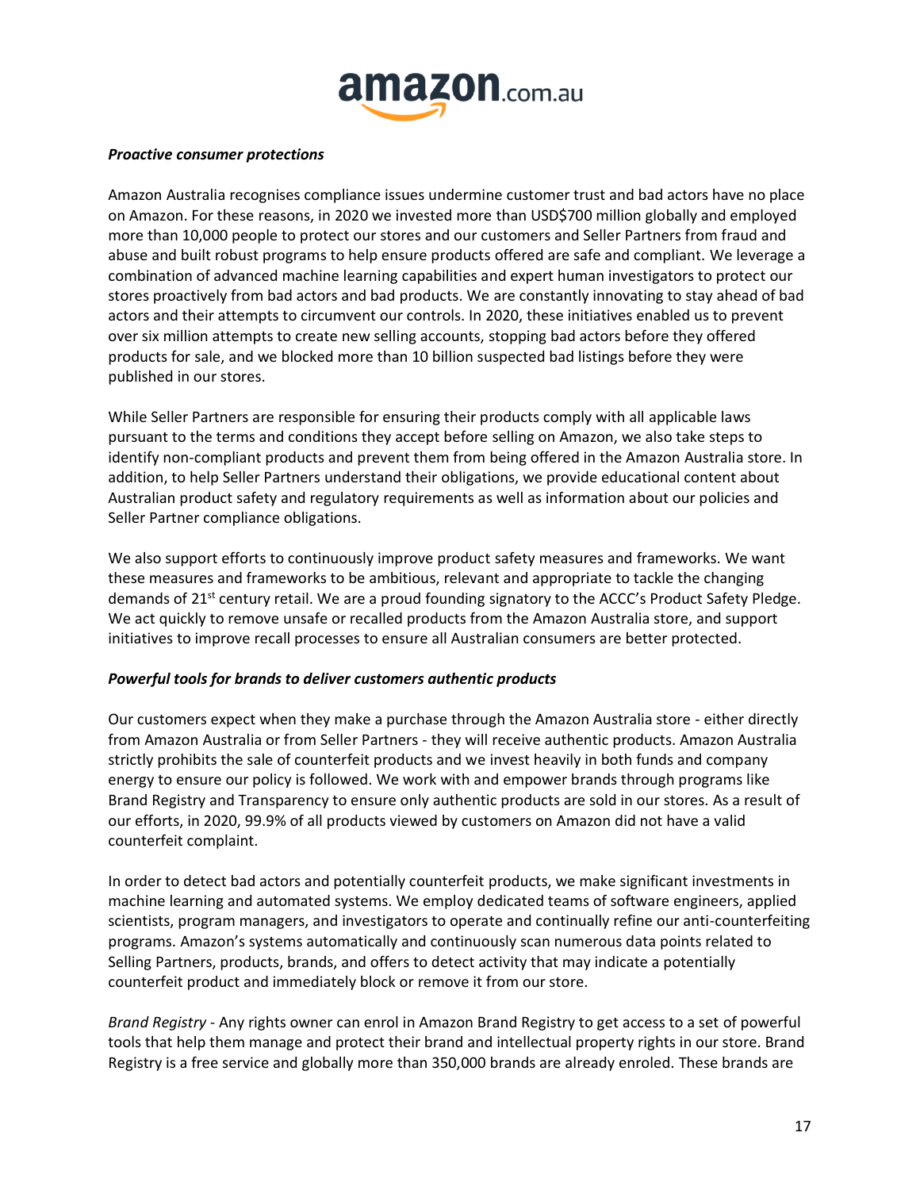***Proactive consumer protections***

Amazon Australia recognises compliance issues undermine customer trust and bad actors have no place on Amazon. For these reasons, in 2020 we invested more than USD$700 million globally and employed more than 10,000 people to protect our stores and our customers and Seller Partners from fraud and abuse and built robust programs to help ensure products offered are safe and compliant. We leverage a combination of advanced machine learning capabilities and expert human investigators to protect our stores proactively from bad actors and bad products. We are constantly innovating to stay ahead of bad actors and their attempts to circumvent our controls. In 2020, these initiatives enabled us to prevent over six million attempts to create new selling accounts, stopping bad actors before they offered products for sale, and we blocked more than 10 billion suspected bad listings before they were published in our stores.

While Seller Partners are responsible for ensuring their products comply with all applicable laws pursuant to the terms and conditions they accept before selling on Amazon, we also take steps to identify non-compliant products and prevent them from being offered in the Amazon Australia store. In addition, to help Seller Partners understand their obligations, we provide educational content about Australian product safety and regulatory requirements as well as information about our policies and Seller Partner compliance obligations.

We also support efforts to continuously improve product safety measures and frameworks. We want these measures and frameworks to be ambitious, relevant and appropriate to tackle the changing demands of 21st century retail. We are a proud founding signatory to the ACCC's Product Safety Pledge. We act quickly to remove unsafe or recalled products from the Amazon Australia store, and support initiatives to improve recall processes to ensure all Australian consumers are better protected.

***Powerful tools for brands to deliver customers authentic products***

Our customers expect when they make a purchase through the Amazon Australia store - either directly from Amazon Australia or from Seller Partners - they will receive authentic products. Amazon Australia strictly prohibits the sale of counterfeit products and we invest heavily in both funds and company energy to ensure our policy is followed. We work with and empower brands through programs like Brand Registry and Transparency to ensure only authentic products are sold in our stores. As a result of our efforts, in 2020, 99.9% of all products viewed by customers on Amazon did not have a valid counterfeit complaint.

In order to detect bad actors and potentially counterfeit products, we make significant investments in machine learning and automated systems. We employ dedicated teams of software engineers, applied scientists, program managers, and investigators to operate and continually refine our anti-counterfeiting programs. Amazon's systems automatically and continuously scan numerous data points related to Selling Partners, products, brands, and offers to detect activity that may indicate a potentially counterfeit product and immediately block or remove it from our store.

*Brand Registry* - Any rights owner can enrol in Amazon Brand Registry to get access to a set of powerful tools that help them manage and protect their brand and intellectual property rights in our store. Brand Registry is a free service and globally more than 350,000 brands are already enroled. These brands are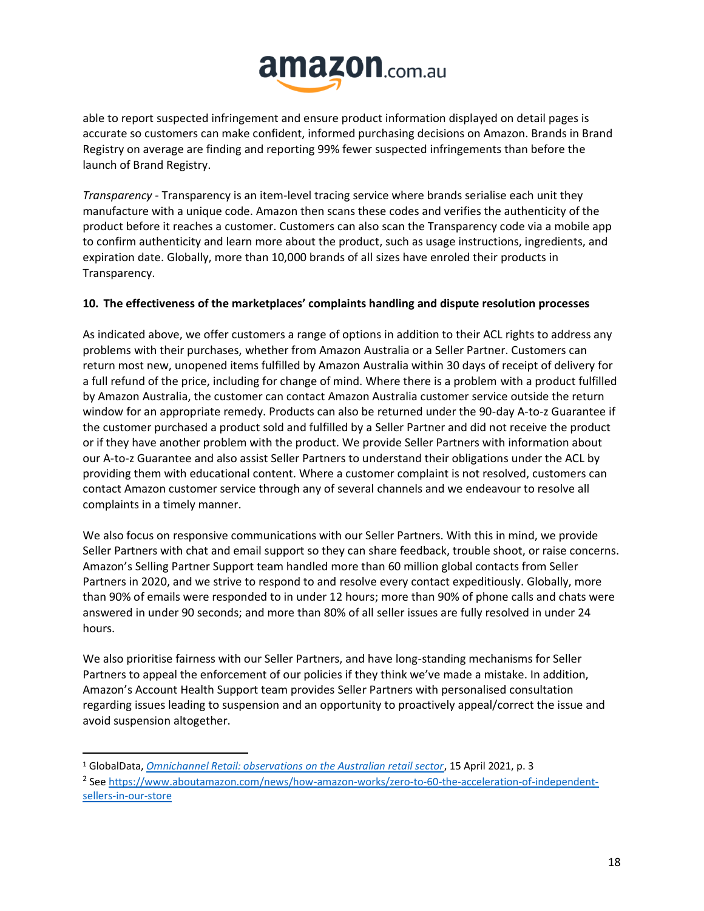able to report suspected infringement and ensure product information displayed on detail pages is accurate so customers can make confident, informed purchasing decisions on Amazon. Brands in Brand Registry on average are finding and reporting 99% fewer suspected infringements than before the launch of Brand Registry.

*Transparency* - Transparency is an item-level tracing service where brands serialise each unit they manufacture with a unique code. Amazon then scans these codes and verifies the authenticity of the product before it reaches a customer. Customers can also scan the Transparency code via a mobile app to confirm authenticity and learn more about the product, such as usage instructions, ingredients, and expiration date. Globally, more than 10,000 brands of all sizes have enroled their products in Transparency.

**10. The effectiveness of the marketplaces' complaints handling and dispute resolution processes**

As indicated above, we offer customers a range of options in addition to their ACL rights to address any problems with their purchases, whether from Amazon Australia or a Seller Partner. Customers can return most new, unopened items fulfilled by Amazon Australia within 30 days of receipt of delivery for a full refund of the price, including for change of mind. Where there is a problem with a product fulfilled by Amazon Australia, the customer can contact Amazon Australia customer service outside the return window for an appropriate remedy. Products can also be returned under the 90-day A-to-z Guarantee if the customer purchased a product sold and fulfilled by a Seller Partner and did not receive the product or if they have another problem with the product. We provide Seller Partners with information about our A-to-z Guarantee and also assist Seller Partners to understand their obligations under the ACL by providing them with educational content. Where a customer complaint is not resolved, customers can contact Amazon customer service through any of several channels and we endeavour to resolve all complaints in a timely manner.

We also focus on responsive communications with our Seller Partners. With this in mind, we provide Seller Partners with chat and email support so they can share feedback, trouble shoot, or raise concerns. Amazon's Selling Partner Support team handled more than 60 million global contacts from Seller Partners in 2020, and we strive to respond to and resolve every contact expeditiously. Globally, more than 90% of emails were responded to in under 12 hours; more than 90% of phone calls and chats were answered in under 90 seconds; and more than 80% of all seller issues are fully resolved in under 24 hours.

We also prioritise fairness with our Seller Partners, and have long-standing mechanisms for Seller Partners to appeal the enforcement of our policies if they think we've made a mistake. In addition, Amazon's Account Health Support team provides Seller Partners with personalised consultation regarding issues leading to suspension and an opportunity to proactively appeal/correct the issue and avoid suspension altogether.

---

[1] GlobalData, *Omnichannel Retail: observations on the Australian retail sector*, 15 April 2021, p. 3

[2] See https://www.aboutamazon.com/news/how-amazon-works/zero-to-60-the-acceleration-of-independent-sellers-in-our-store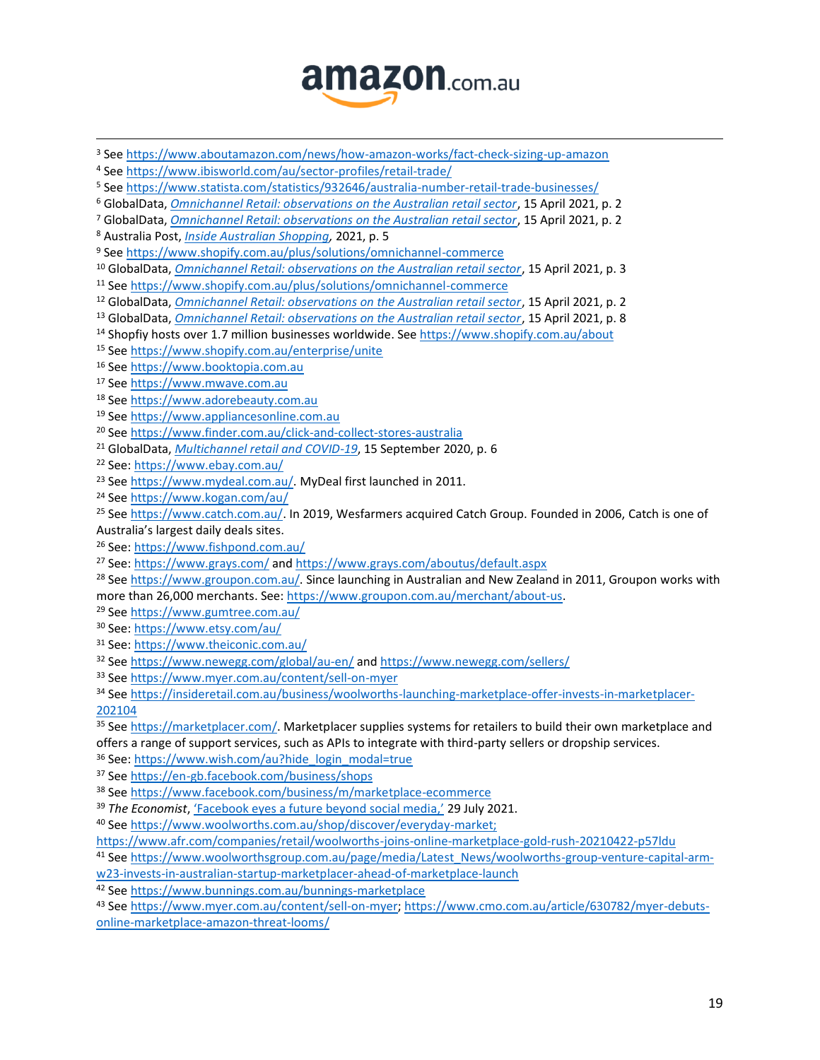[3] See https://www.aboutamazon.com/news/how-amazon-works/fact-check-sizing-up-amazon

[4] See https://www.ibisworld.com/au/sector-profiles/retail-trade/

[5] See https://www.statista.com/statistics/932646/australia-number-retail-trade-businesses/

[6] GlobalData, *Omnichannel Retail: observations on the Australian retail sector*, 15 April 2021, p. 2

[7] GlobalData, *Omnichannel Retail: observations on the Australian retail sector*, 15 April 2021, p. 2

[8] Australia Post, *Inside Australian Shopping,* 2021, p. 5

[9] See https://www.shopify.com.au/plus/solutions/omnichannel-commerce

[10] GlobalData, *Omnichannel Retail: observations on the Australian retail sector*, 15 April 2021, p. 3

[11] See https://www.shopify.com.au/plus/solutions/omnichannel-commerce

[12] GlobalData, *Omnichannel Retail: observations on the Australian retail sector*, 15 April 2021, p. 2

[13] GlobalData, *Omnichannel Retail: observations on the Australian retail sector*, 15 April 2021, p. 8

[14] Shopfiy hosts over 1.7 million businesses worldwide. See https://www.shopify.com.au/about

[15] See https://www.shopify.com.au/enterprise/unite

[16] See https://www.booktopia.com.au

[17] See https://www.mwave.com.au

[18] See https://www.adorebeauty.com.au

[19] See https://www.appliancesonline.com.au

[20] See https://www.finder.com.au/click-and-collect-stores-australia

[21] GlobalData, *Multichannel retail and COVID-19*, 15 September 2020, p. 6

[22] See: https://www.ebay.com.au/

[23] See https://www.mydeal.com.au/. MyDeal first launched in 2011.

[24] See https://www.kogan.com/au/

[25] See https://www.catch.com.au/. In 2019, Wesfarmers acquired Catch Group. Founded in 2006, Catch is one of Australia's largest daily deals sites.

[26] See: https://www.fishpond.com.au/

[27] See: https://www.grays.com/ and https://www.grays.com/aboutus/default.aspx

[28] See https://www.groupon.com.au/. Since launching in Australian and New Zealand in 2011, Groupon works with more than 26,000 merchants. See: https://www.groupon.com.au/merchant/about-us.

[29] See https://www.gumtree.com.au/

[30] See: https://www.etsy.com/au/

[31] See: https://www.theiconic.com.au/

[32] See https://www.newegg.com/global/au-en/ and https://www.newegg.com/sellers/

[33] See https://www.myer.com.au/content/sell-on-myer

[34] See https://insideretail.com.au/business/woolworths-launching-marketplace-offer-invests-in-marketplacer-202104

[35] See https://marketplacer.com/. Marketplacer supplies systems for retailers to build their own marketplace and offers a range of support services, such as APIs to integrate with third-party sellers or dropship services.

[36] See: https://www.wish.com/au?hide_login_modal=true

[37] See https://en-gb.facebook.com/business/shops

[38] See https://www.facebook.com/business/m/marketplace-ecommerce

[39] *The Economist*, 'Facebook eyes a future beyond social media,' 29 July 2021.

[40] See https://www.woolworths.com.au/shop/discover/everyday-market; https://www.afr.com/companies/retail/woolworths-joins-online-marketplace-gold-rush-20210422-p57ldu

[41] See https://www.woolworthsgroup.com.au/page/media/Latest_News/woolworths-group-venture-capital-arm-w23-invests-in-australian-startup-marketplacer-ahead-of-marketplace-launch

[42] See https://www.bunnings.com.au/bunnings-marketplace

[43] See https://www.myer.com.au/content/sell-on-myer; https://www.cmo.com.au/article/630782/myer-debuts-online-marketplace-amazon-threat-looms/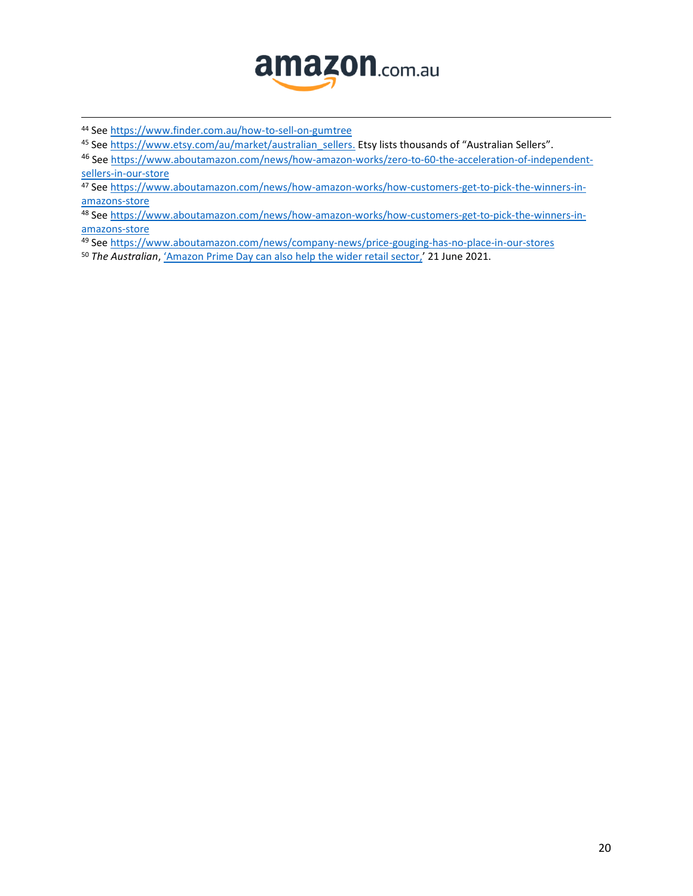[44] See https://www.finder.com.au/how-to-sell-on-gumtree

[45] See https://www.etsy.com/au/market/australian_sellers. Etsy lists thousands of "Australian Sellers".

[46] See https://www.aboutamazon.com/news/how-amazon-works/zero-to-60-the-acceleration-of-independent-sellers-in-our-store

[47] See https://www.aboutamazon.com/news/how-amazon-works/how-customers-get-to-pick-the-winners-in-amazons-store

[48] See https://www.aboutamazon.com/news/how-amazon-works/how-customers-get-to-pick-the-winners-in-amazons-store

[49] See https://www.aboutamazon.com/news/company-news/price-gouging-has-no-place-in-our-stores

[50] *The Australian*, 'Amazon Prime Day can also help the wider retail sector,' 21 June 2021.